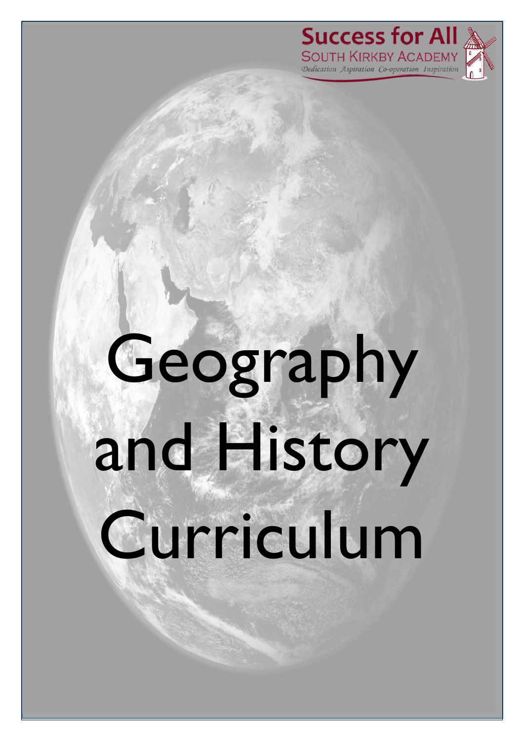Success for All
SOUTH KIRKBY ACADEMY
*Dedication Aspiration Co-operation Inspiration*

# Geography and History Curriculum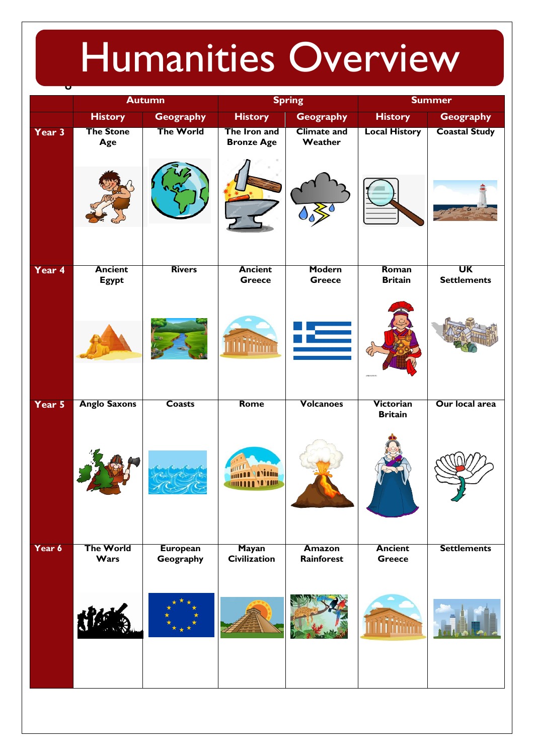# Humanities Overview

| | Autumn | | Spring | | Summer | |
|---|---|---|---|---|---|---|
| | History | Geography | History | Geography | History | Geography |
| Year 3 | The Stone Age | The World | The Iron and Bronze Age | Climate and Weather | Local History | Coastal Study |
| Year 4 | Ancient Egypt | Rivers | Ancient Greece | Modern Greece | Roman Britain | UK Settlements |
| Year 5 | Anglo Saxons | Coasts | Rome | Volcanoes | Victorian Britain | Our local area |
| Year 6 | The World Wars | European Geography | Mayan Civilization | Amazon Rainforest | Ancient Greece | Settlements |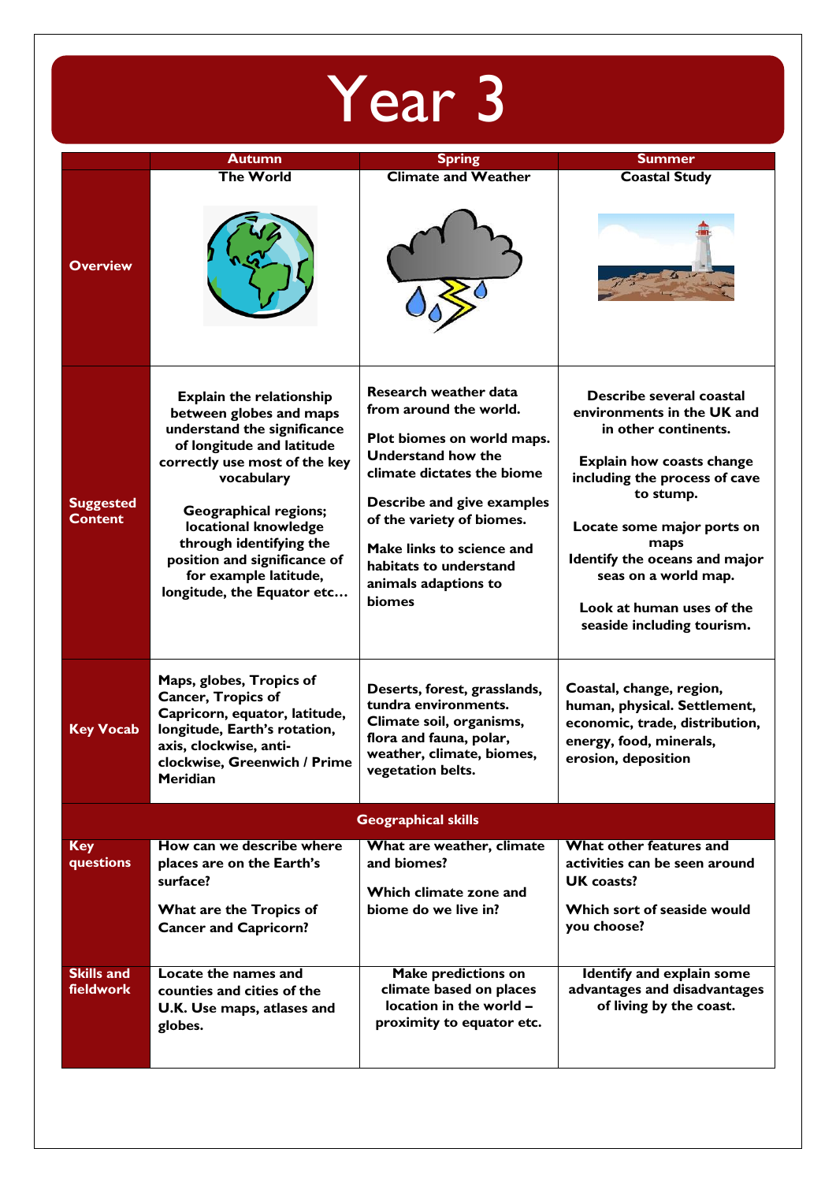# Year 3

| | Autumn | Spring | Summer |
|---|---|---|---|
| **Overview** | **The World** | **Climate and Weather** | **Coastal Study** |
| **Suggested Content** | **Explain the relationship between globes and maps understand the significance of longitude and latitude correctly use most of the key vocabulary**<br><br>**Geographical regions; locational knowledge through identifying the position and significance of for example latitude, longitude, the Equator etc…** | **Research weather data from around the world.**<br><br>**Plot biomes on world maps. Understand how the climate dictates the biome**<br><br>**Describe and give examples of the variety of biomes.**<br><br>**Make links to science and habitats to understand animals adaptions to biomes** | **Describe several coastal environments in the UK and in other continents.**<br><br>**Explain how coasts change including the process of cave to stump.**<br><br>**Locate some major ports on maps**<br>**Identify the oceans and major seas on a world map.**<br><br>**Look at human uses of the seaside including tourism.** |
| **Key Vocab** | **Maps, globes, Tropics of Cancer, Tropics of Capricorn, equator, latitude, longitude, Earth's rotation, axis, clockwise, anti-clockwise, Greenwich / Prime Meridian** | **Deserts, forest, grasslands, tundra environments. Climate soil, organisms, flora and fauna, polar, weather, climate, biomes, vegetation belts.** | **Coastal, change, region, human, physical. Settlement, economic, trade, distribution, energy, food, minerals, erosion, deposition** |
| **Geographical skills** | | | |
| **Key questions** | **How can we describe where places are on the Earth's surface?**<br><br>**What are the Tropics of Cancer and Capricorn?** | **What are weather, climate and biomes?**<br><br>**Which climate zone and biome do we live in?** | **What other features and activities can be seen around UK coasts?**<br><br>**Which sort of seaside would you choose?** |
| **Skills and fieldwork** | **Locate the names and counties and cities of the U.K. Use maps, atlases and globes.** | **Make predictions on climate based on places location in the world – proximity to equator etc.** | **Identify and explain some advantages and disadvantages of living by the coast.** |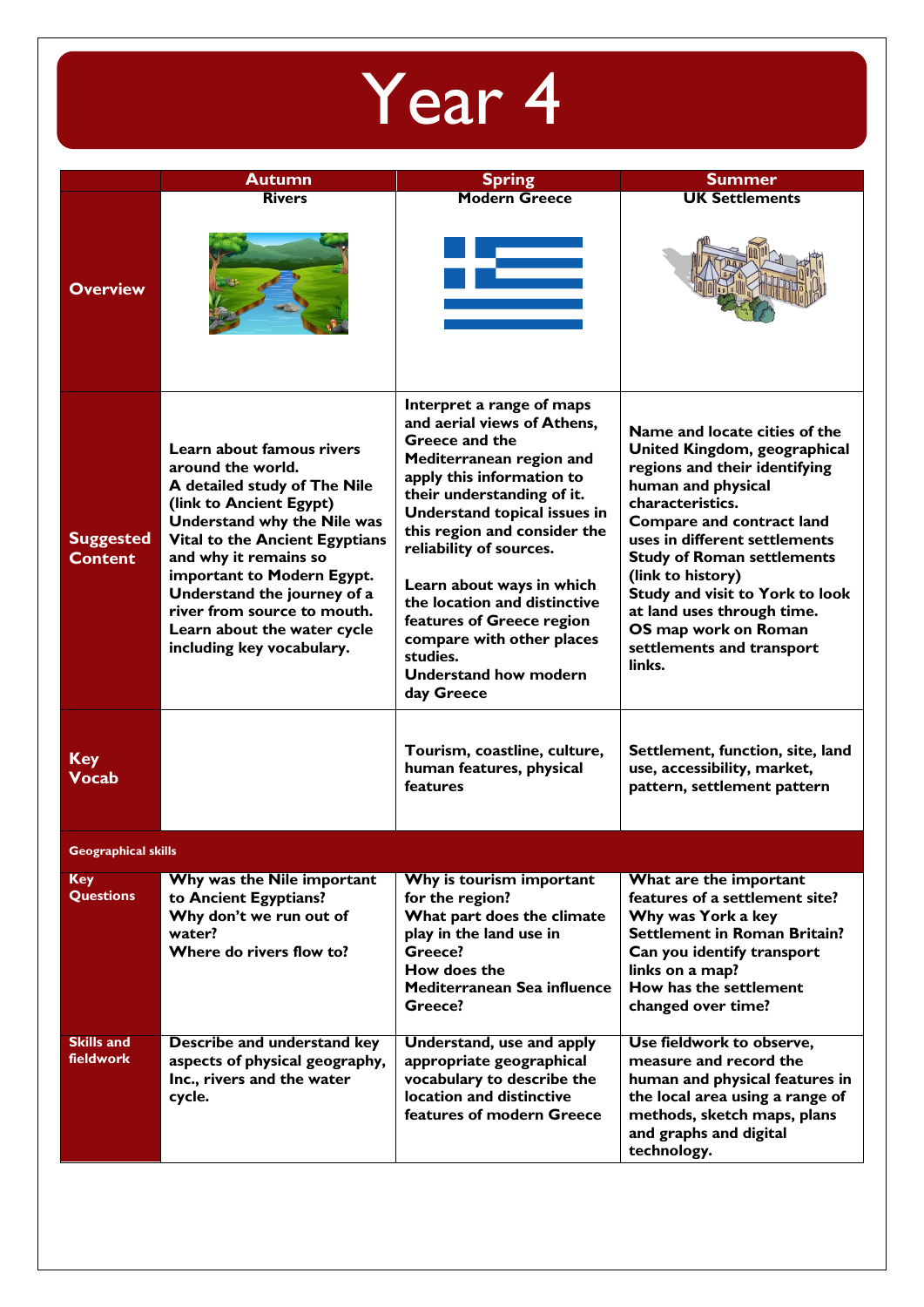# Year 4

| | Autumn | Spring | Summer |
|---|---|---|---|
| **Overview** | **Rivers** | **Modern Greece** | **UK Settlements** |
| **Suggested Content** | Learn about famous rivers around the world. A detailed study of The Nile (link to Ancient Egypt) Understand why the Nile was Vital to the Ancient Egyptians and why it remains so important to Modern Egypt. Understand the journey of a river from source to mouth. Learn about the water cycle including key vocabulary. | Interpret a range of maps and aerial views of Athens, Greece and the Mediterranean region and apply this information to their understanding of it. Understand topical issues in this region and consider the reliability of sources.<br><br>Learn about ways in which the location and distinctive features of Greece region compare with other places studies. Understand how modern day Greece | Name and locate cities of the United Kingdom, geographical regions and their identifying human and physical characteristics. Compare and contract land uses in different settlements Study of Roman settlements (link to history) Study and visit to York to look at land uses through time. OS map work on Roman settlements and transport links. |
| **Key Vocab** | | Tourism, coastline, culture, human features, physical features | Settlement, function, site, land use, accessibility, market, pattern, settlement pattern |
| **Geographical skills** | | | |
| **Key Questions** | Why was the Nile important to Ancient Egyptians? Why don't we run out of water? Where do rivers flow to? | Why is tourism important for the region? What part does the climate play in the land use in Greece? How does the Mediterranean Sea influence Greece? | What are the important features of a settlement site? Why was York a key Settlement in Roman Britain? Can you identify transport links on a map? How has the settlement changed over time? |
| **Skills and fieldwork** | Describe and understand key aspects of physical geography, Inc., rivers and the water cycle. | Understand, use and apply appropriate geographical vocabulary to describe the location and distinctive features of modern Greece | Use fieldwork to observe, measure and record the human and physical features in the local area using a range of methods, sketch maps, plans and graphs and digital technology. |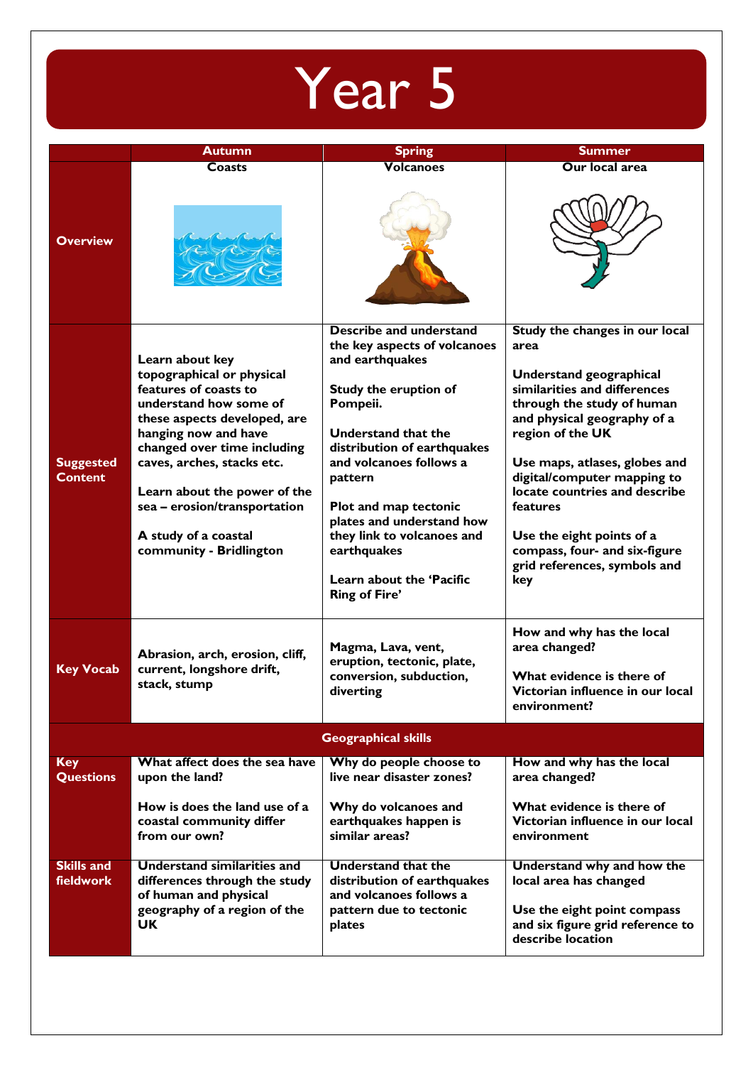# Year 5

| | Autumn | Spring | Summer |
|---|---|---|---|
| **Overview** | **Coasts** | **Volcanoes** | **Our local area** |
| **Suggested Content** | **Learn about key topographical or physical features of coasts to understand how some of these aspects developed, are hanging now and have changed over time including caves, arches, stacks etc.**<br><br>**Learn about the power of the sea – erosion/transportation**<br><br>**A study of a coastal community - Bridlington** | **Describe and understand the key aspects of volcanoes and earthquakes**<br><br>**Study the eruption of Pompeii.**<br><br>**Understand that the distribution of earthquakes and volcanoes follows a pattern**<br><br>**Plot and map tectonic plates and understand how they link to volcanoes and earthquakes**<br><br>**Learn about the 'Pacific Ring of Fire'** | **Study the changes in our local area**<br><br>**Understand geographical similarities and differences through the study of human and physical geography of a region of the UK**<br><br>**Use maps, atlases, globes and digital/computer mapping to locate countries and describe features**<br><br>**Use the eight points of a compass, four- and six-figure grid references, symbols and key** |
| **Key Vocab** | **Abrasion, arch, erosion, cliff, current, longshore drift, stack, stump** | **Magma, Lava, vent, eruption, tectonic, plate, conversion, subduction, diverting** | **How and why has the local area changed?**<br><br>**What evidence is there of Victorian influence in our local environment?** |
| **Geographical skills** | | | |
| **Key Questions** | **What affect does the sea have upon the land?**<br><br>**How is does the land use of a coastal community differ from our own?** | **Why do people choose to live near disaster zones?**<br><br>**Why do volcanoes and earthquakes happen is similar areas?** | **How and why has the local area changed?**<br><br>**What evidence is there of Victorian influence in our local environment** |
| **Skills and fieldwork** | **Understand similarities and differences through the study of human and physical geography of a region of the UK** | **Understand that the distribution of earthquakes and volcanoes follows a pattern due to tectonic plates** | **Understand why and how the local area has changed**<br><br>**Use the eight point compass and six figure grid reference to describe location** |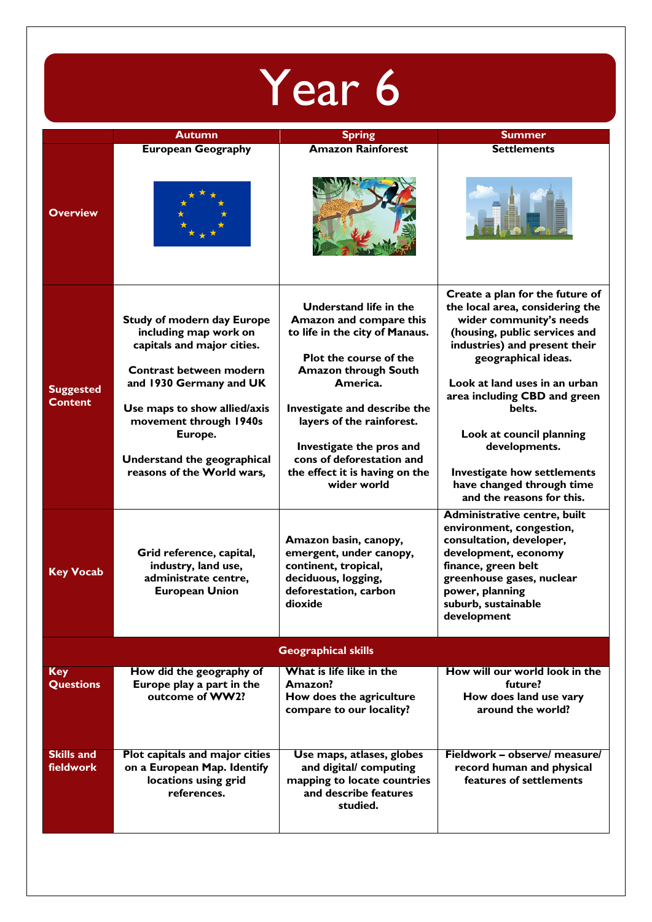# Year 6

| | Autumn | Spring | Summer |
|---|---|---|---|
| **Overview** | **European Geography** | **Amazon Rainforest** | **Settlements** |
| **Suggested Content** | **Study of modern day Europe including map work on capitals and major cities.**<br><br>**Contrast between modern and 1930 Germany and UK**<br><br>**Use maps to show allied/axis movement through 1940s Europe.**<br><br>**Understand the geographical reasons of the World wars,** | **Understand life in the Amazon and compare this to life in the city of Manaus.**<br><br>**Plot the course of the Amazon through South America.**<br><br>**Investigate and describe the layers of the rainforest.**<br><br>**Investigate the pros and cons of deforestation and the effect it is having on the wider world** | **Create a plan for the future of the local area, considering the wider community's needs (housing, public services and industries) and present their geographical ideas.**<br><br>**Look at land uses in an urban area including CBD and green belts.**<br><br>**Look at council planning developments.**<br><br>**Investigate how settlements have changed through time and the reasons for this.** |
| **Key Vocab** | **Grid reference, capital, industry, land use, administrate centre, European Union** | **Amazon basin, canopy, emergent, under canopy, continent, tropical, deciduous, logging, deforestation, carbon dioxide** | **Administrative centre, built environment, congestion, consultation, developer, development, economy finance, green belt greenhouse gases, nuclear power, planning suburb, sustainable development** |
| **Geographical skills** | | | |
| **Key Questions** | **How did the geography of Europe play a part in the outcome of WW2?** | **What is life like in the Amazon?**<br>**How does the agriculture compare to our locality?** | **How will our world look in the future?**<br>**How does land use vary around the world?** |
| **Skills and fieldwork** | **Plot capitals and major cities on a European Map. Identify locations using grid references.** | **Use maps, atlases, globes and digital/ computing mapping to locate countries and describe features studied.** | **Fieldwork – observe/ measure/ record human and physical features of settlements** |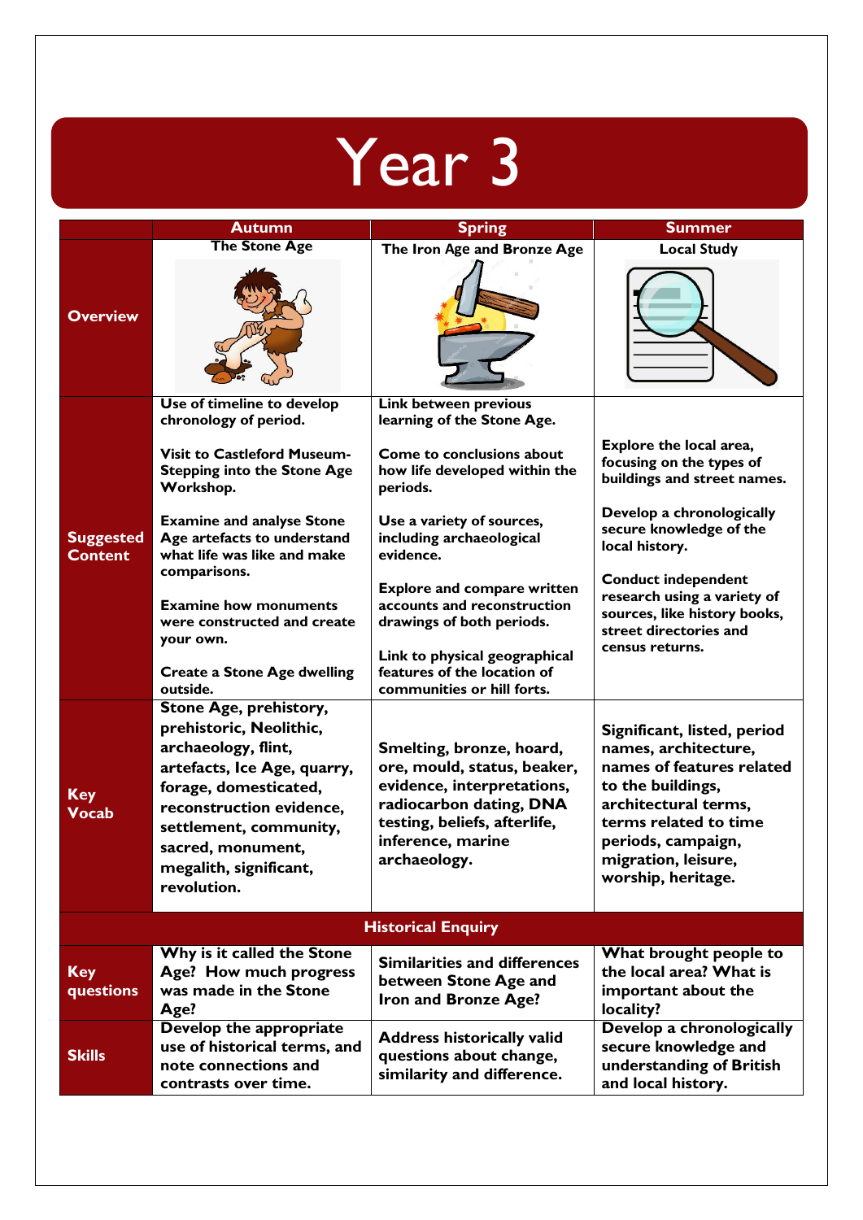# Year 3

| | Autumn | Spring | Summer |
|---|---|---|---|
| **Overview** | The Stone Age | The Iron Age and Bronze Age | Local Study |
| **Suggested Content** | Use of timeline to develop chronology of period.<br><br>Visit to Castleford Museum- Stepping into the Stone Age Workshop.<br><br>Examine and analyse Stone Age artefacts to understand what life was like and make comparisons.<br><br>Examine how monuments were constructed and create your own.<br><br>Create a Stone Age dwelling outside. | Link between previous learning of the Stone Age.<br><br>Come to conclusions about how life developed within the periods.<br><br>Use a variety of sources, including archaeological evidence.<br><br>Explore and compare written accounts and reconstruction drawings of both periods.<br><br>Link to physical geographical features of the location of communities or hill forts. | Explore the local area, focusing on the types of buildings and street names.<br><br>Develop a chronologically secure knowledge of the local history.<br><br>Conduct independent research using a variety of sources, like history books, street directories and census returns. |
| **Key Vocab** | Stone Age, prehistory, prehistoric, Neolithic, archaeology, flint, artefacts, Ice Age, quarry, forage, domesticated, reconstruction evidence, settlement, community, sacred, monument, megalith, significant, revolution. | Smelting, bronze, hoard, ore, mould, status, beaker, evidence, interpretations, radiocarbon dating, DNA testing, beliefs, afterlife, inference, marine archaeology. | Significant, listed, period names, architecture, names of features related to the buildings, architectural terms, terms related to time periods, campaign, migration, leisure, worship, heritage. |
| **Historical Enquiry** | | | |
| **Key questions** | Why is it called the Stone Age? How much progress was made in the Stone Age? | Similarities and differences between Stone Age and Iron and Bronze Age? | What brought people to the local area? What is important about the locality? |
| **Skills** | Develop the appropriate use of historical terms, and note connections and contrasts over time. | Address historically valid questions about change, similarity and difference. | Develop a chronologically secure knowledge and understanding of British and local history. |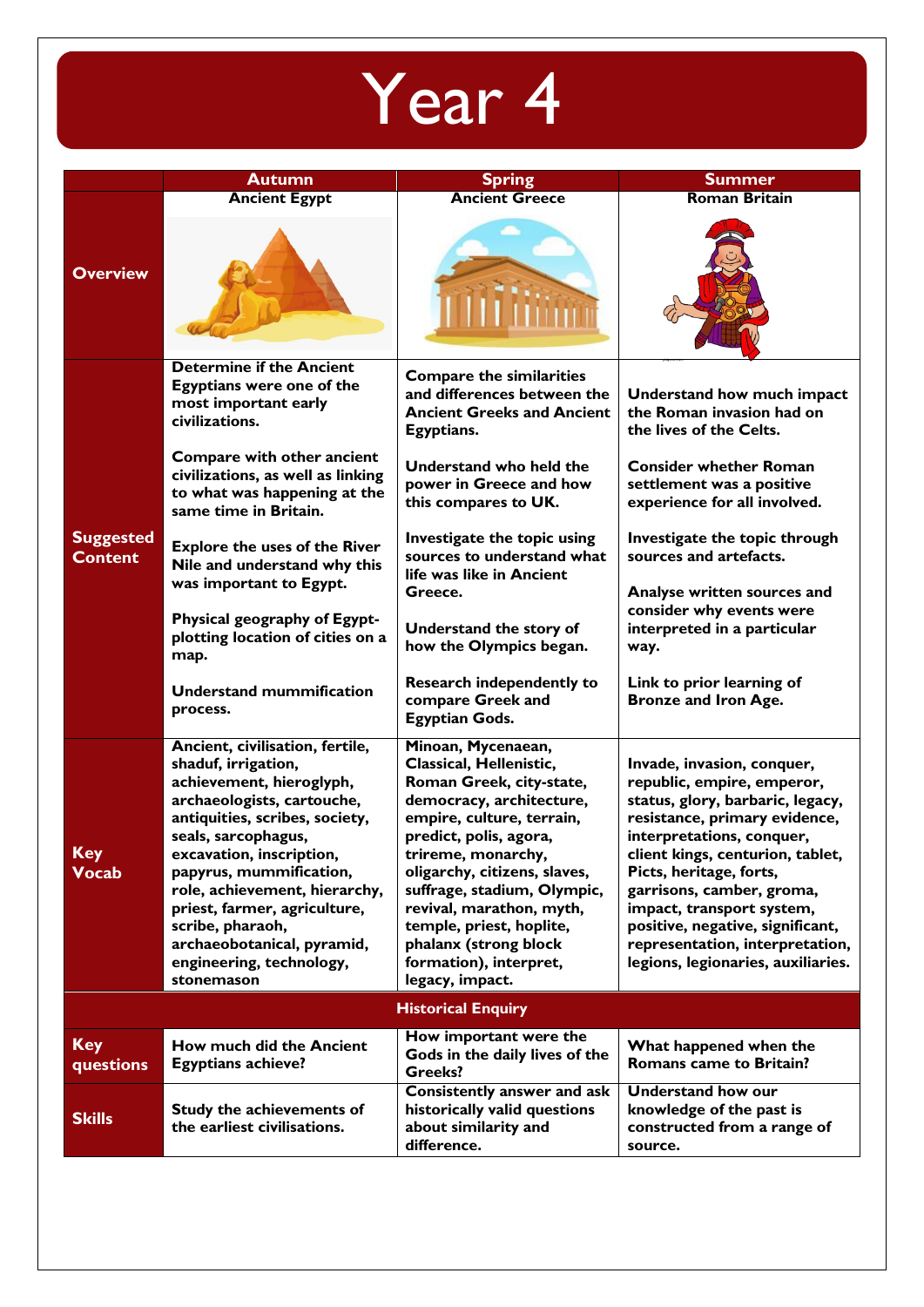# Year 4

| | Autumn | Spring | Summer |
|---|---|---|---|
| **Overview** | **Ancient Egypt** | **Ancient Greece** | **Roman Britain** |
| **Suggested Content** | Determine if the Ancient Egyptians were one of the most important early civilizations.<br><br>Compare with other ancient civilizations, as well as linking to what was happening at the same time in Britain.<br><br>Explore the uses of the River Nile and understand why this place was important to Egypt.<br><br>Physical geography of Egypt- plotting location of cities on a map.<br><br>Understand mummification process. | Compare the similarities and differences between the Ancient Greeks and Ancient Egyptians.<br><br>Understand who held the power in Greece and how this compares to UK.<br><br>Investigate the topic using sources to understand what life was like in Ancient Greece.<br><br>Understand the story of how the Olympics began.<br><br>Research independently to compare Greek and Egyptian Gods. | Understand how much impact the Roman invasion had on the lives of the Celts.<br><br>Consider whether Roman settlement was a positive experience for all involved.<br><br>Investigate the topic through sources and artefacts.<br><br>Analyse written sources and consider why events were interpreted in a particular way.<br><br>Link to prior learning of Bronze and Iron Age. |
| **Key Vocab** | Ancient, civilisation, fertile, shaduf, irrigation, achievement, hieroglyph, archaeologists, cartouche, antiquities, scribes, society, seals, sarcophagus, excavation, inscription, papyrus, mummification, role, achievement, hierarchy, priest, farmer, agriculture, scribe, pharaoh, archaeobotanical, pyramid, engineering, technology, stonemason | Minoan, Mycenaean, Classical, Hellenistic, Roman Greek, city-state, democracy, architecture, empire, culture, terrain, predict, polis, agora, trireme, monarchy, oligarchy, citizens, slaves, suffrage, stadium, Olympic, revival, marathon, myth, temple, priest, hoplite, phalanx (strong block formation), interpret, legacy, impact. | Invade, invasion, conquer, republic, empire, emperor, status, glory, barbaric, legacy, resistance, primary evidence, interpretations, conquer, client kings, centurion, tablet, Picts, heritage, forts, garrisons, camber, groma, impact, transport system, positive, negative, significant, representation, interpretation, legions, legionaries, auxiliaries. |
| **Historical Enquiry** | | | |
| **Key questions** | How much did the Ancient Egyptians achieve? | How important were the Gods in the daily lives of the Greeks? | What happened when the Romans came to Britain? |
| **Skills** | Study the achievements of the earliest civilizations. | Consistently answer and ask historically valid questions about similarity and difference. | Understand how our knowledge of the past is constructed from a range of source. |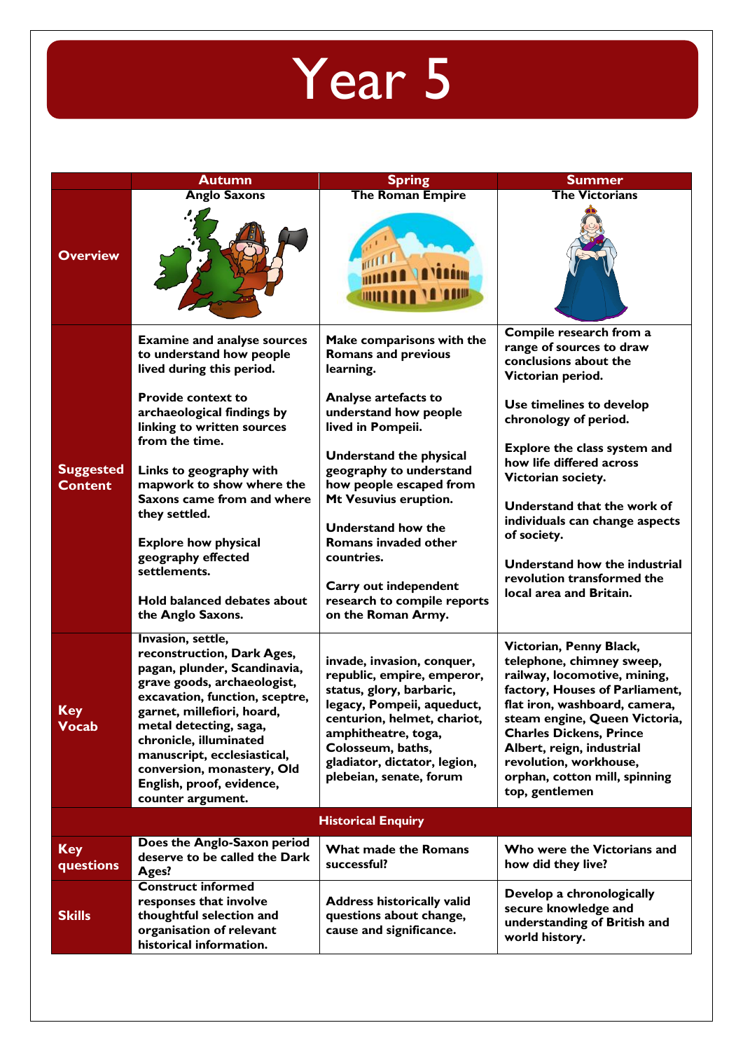# Year 5

| | Autumn | Spring | Summer |
|---|---|---|---|
| **Overview** | **Anglo Saxons** | **The Roman Empire** | **The Victorians** |
| **Suggested Content** | **Examine and analyse sources to understand how people lived during this period.**<br><br>**Provide context to archaeological findings by linking to written sources from the time.**<br><br>**Links to geography with mapwork to show where the Saxons came from and where they settled.**<br><br>**Explore how physical geography effected settlements.**<br><br>**Hold balanced debates about the Anglo Saxons.** | **Make comparisons with the Romans and previous learning.**<br><br>**Analyse artefacts to understand how people lived in Pompeii.**<br><br>**Understand the physical geography to understand how people escaped from Mt Vesuvius eruption.**<br><br>**Understand how the Romans invaded other countries.**<br><br>**Carry out independent research to compile reports on the Roman Army.** | **Compile research from a range of sources to draw conclusions about the Victorian period.**<br><br>**Use timelines to develop chronology of period.**<br><br>**Explore the class system and how life differed across Victorian society.**<br><br>**Understand that the work of individuals can change aspects of society.**<br><br>**Understand how the industrial revolution transformed the local area and Britain.** |
| **Key Vocab** | **Invasion, settle, reconstruction, Dark Ages, pagan, plunder, Scandinavia, grave goods, archaeologist, excavation, function, sceptre, garnet, millefiori, hoard, metal detecting, saga, chronicle, illuminated manuscript, ecclesiastical, conversion, monastery, Old English, proof, evidence, counter argument.** | **invade, invasion, conquer, republic, empire, emperor, status, glory, barbaric, legacy, Pompeii, aqueduct, centurion, helmet, chariot, amphitheatre, toga, Colosseum, baths, gladiator, dictator, legion, plebeian, senate, forum** | **Victorian, Penny Black, telephone, chimney sweep, railway, locomotive, mining, factory, Houses of Parliament, flat iron, washboard, camera, steam engine, Queen Victoria, Charles Dickens, Prince Albert, reign, industrial revolution, workhouse, orphan, cotton mill, spinning top, gentlemen** |
| **Historical Enquiry** | | | |
| **Key questions** | **Does the Anglo-Saxon period deserve to be called the Dark Ages?** | **What made the Romans successful?** | **Who were the Victorians and how did they live?** |
| **Skills** | **Construct informed responses that involve thoughtful selection and organisation of relevant historical information.** | **Address historically valid questions about change, cause and significance.** | **Develop a chronologically secure knowledge and understanding of British and world history.** |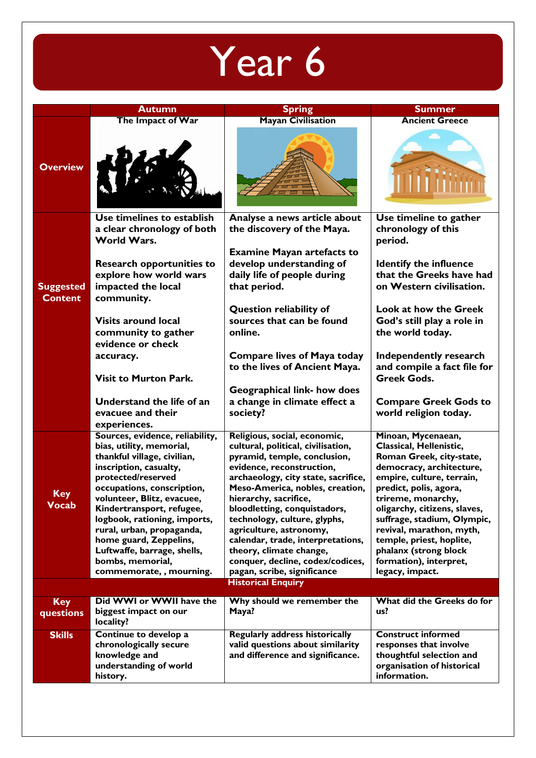# Year 6

| | Autumn | Spring | Summer |
|---|---|---|---|
| **Overview** | The Impact of War | Mayan Civilisation | Ancient Greece |
| **Suggested Content** | Use timelines to establish a clear chronology of both World Wars.<br><br>Research opportunities to explore how world wars impacted the local community.<br><br>Visits around local community to gather evidence or check accuracy.<br><br>Visit to Murton Park.<br><br>Understand the life of an evacuee and their experiences. | Analyse a news article about the discovery of the Maya.<br><br>Examine Mayan artefacts to develop understanding of daily life of people during that period.<br><br>Question reliability of sources that can be found online.<br><br>Compare lives of Maya today to the lives of Ancient Maya.<br><br>Geographical link- how does a change in climate effect a society? | Use timeline to gather chronology of this period.<br><br>Identify the influence that the Greeks have had on Western civilisation.<br><br>Look at how the Greek God's still play a role in the world today.<br><br>Independently research and compile a fact file for Greek Gods.<br><br>Compare Greek Gods to world religion today. |
| **Key Vocab** | Sources, evidence, reliability, bias, utility, memorial, thankful village, civilian, inscription, casualty, protected/reserved occupations, conscription, volunteer, Blitz, evacuee, Kindertransport, refugee, logbook, rationing, imports, rural, urban, propaganda, home guard, Zeppelins, Luftwaffe, barrage, shells, bombs, memorial, commemorate, , mourning. | Religious, social, economic, cultural, political, civilisation, pyramid, temple, conclusion, evidence, reconstruction, archaeology, city state, sacrifice, Meso-America, nobles, creation, hierarchy, sacrifice, bloodletting, conquistadors, technology, culture, glyphs, agriculture, astronomy, calendar, trade, interpretations, theory, climate change, conquer, decline, codex/codices, pagan, scribe, significance | Minoan, Mycenaean, Classical, Hellenistic, Roman Greek, city-state, democracy, architecture, empire, culture, terrain, predict, polis, agora, trireme, monarchy, oligarchy, citizens, slaves, suffrage, stadium, Olympic, revival, marathon, myth, temple, priest, hoplite, phalanx (strong block formation), interpret, legacy, impact. |
| | | **Historical Enquiry** | |
| **Key questions** | Did WWI or WWII have the biggest impact on our locality? | Why should we remember the Maya? | What did the Greeks do for us? |
| **Skills** | Continue to develop a chronologically secure knowledge and understanding of world history. | Regularly address historically valid questions about similarity and difference and significance. | Construct informed responses that involve thoughtful selection and organisation of historical information. |